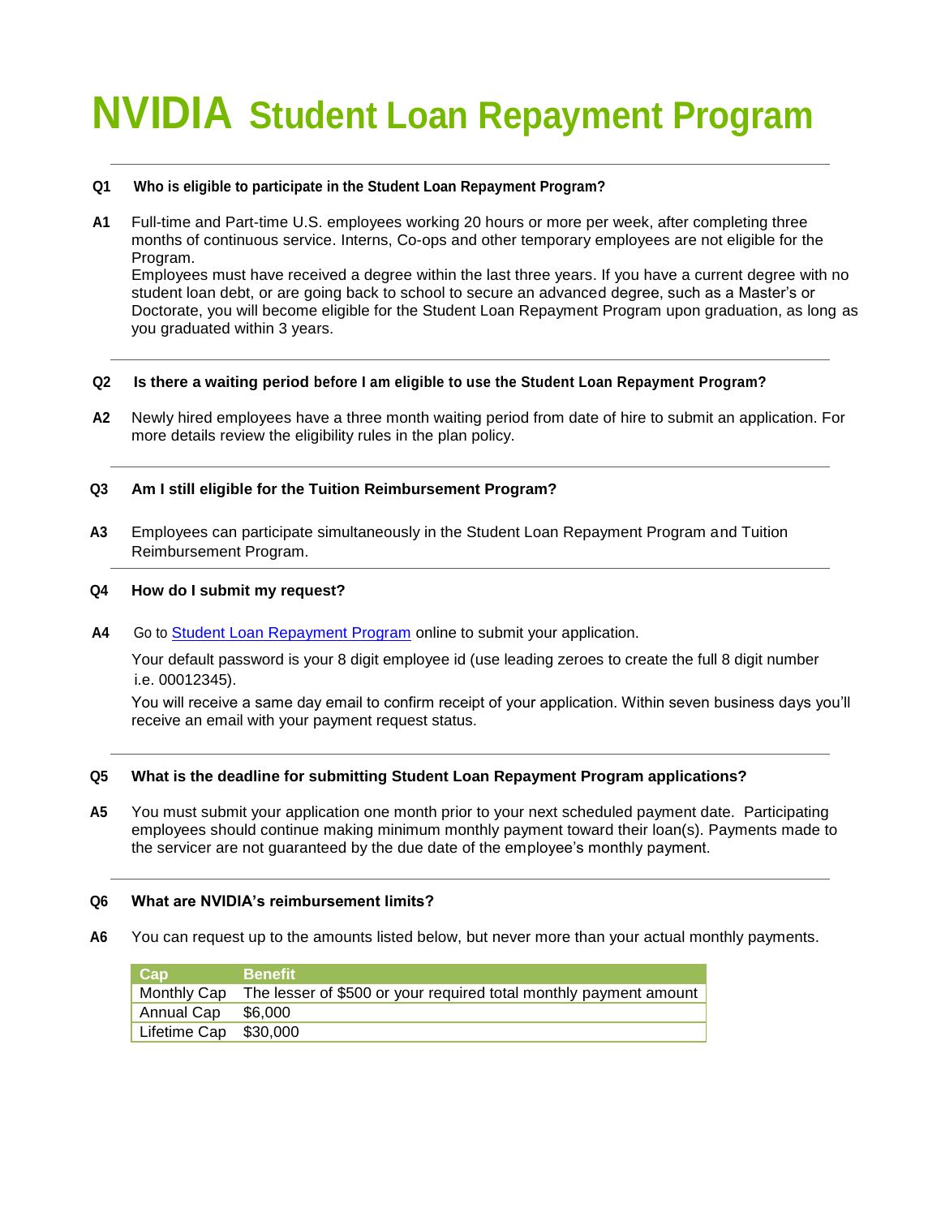# NVIDIA Student Loan Repayment Program

**Q1 Who is eligible to participate in the Student Loan Repayment Program?**

**A1** Full-time and Part-time U.S. employees working 20 hours or more per week, after completing three months of continuous service. Interns, Co-ops and other temporary employees are not eligible for the Program.
Employees must have received a degree within the last three years. If you have a current degree with no student loan debt, or are going back to school to secure an advanced degree, such as a Master's or Doctorate, you will become eligible for the Student Loan Repayment Program upon graduation, as long as you graduated within 3 years.

---

**Q2 Is there a waiting period before I am eligible to use the Student Loan Repayment Program?**

**A2** Newly hired employees have a three month waiting period from date of hire to submit an application. For more details review the eligibility rules in the plan policy.

---

**Q3 Am I still eligible for the Tuition Reimbursement Program?**

**A3** Employees can participate simultaneously in the Student Loan Repayment Program and Tuition Reimbursement Program.

---

**Q4 How do I submit my request?**

**A4** Go to Student Loan Repayment Program online to submit your application.

Your default password is your 8 digit employee id (use leading zeroes to create the full 8 digit number i.e. 00012345).

You will receive a same day email to confirm receipt of your application. Within seven business days you'll receive an email with your payment request status.

---

**Q5 What is the deadline for submitting Student Loan Repayment Program applications?**

**A5** You must submit your application one month prior to your next scheduled payment date. Participating employees should continue making minimum monthly payment toward their loan(s). Payments made to the servicer are not guaranteed by the due date of the employee's monthly payment.

---

**Q6 What are NVIDIA's reimbursement limits?**

**A6** You can request up to the amounts listed below, but never more than your actual monthly payments.

| Cap | Benefit |
|---|---|
| Monthly Cap | The lesser of $500 or your required total monthly payment amount |
| Annual Cap | $6,000 |
| Lifetime Cap | $30,000 |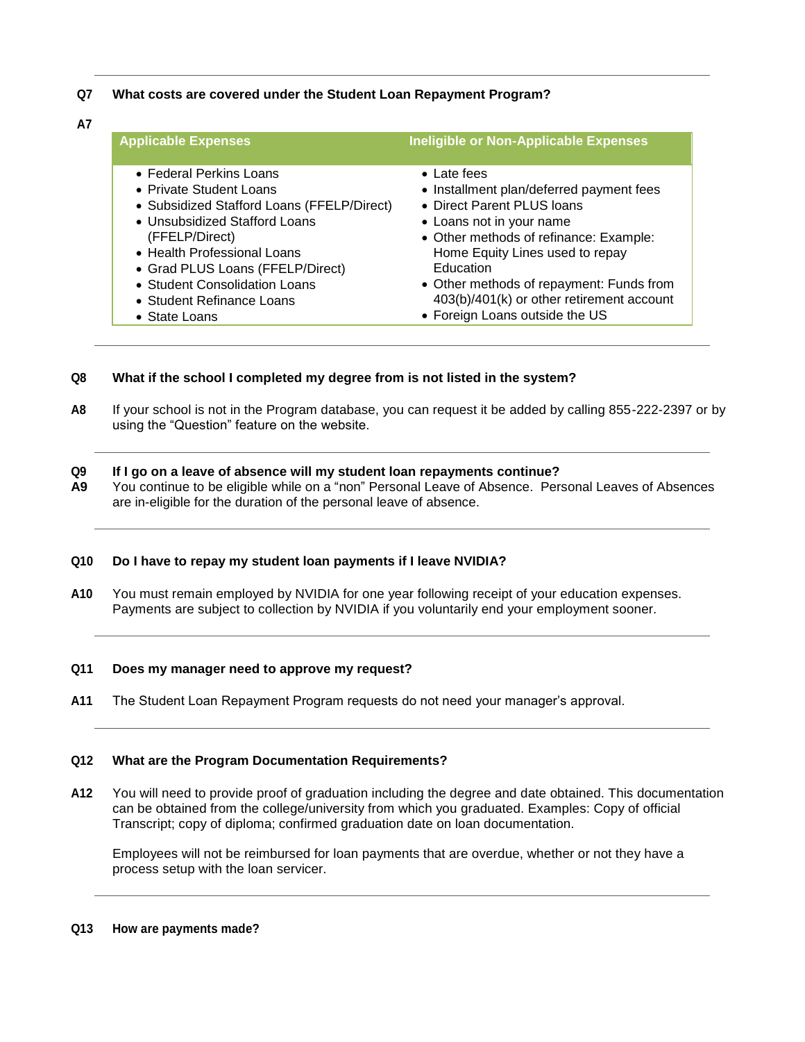**Q7 What costs are covered under the Student Loan Repayment Program?**

**A7**

| Applicable Expenses | Ineligible or Non-Applicable Expenses |
|---|---|
| • Federal Perkins Loans<br>• Private Student Loans<br>• Subsidized Stafford Loans (FFELP/Direct)<br>• Unsubsidized Stafford Loans (FFELP/Direct)<br>• Health Professional Loans<br>• Grad PLUS Loans (FFELP/Direct)<br>• Student Consolidation Loans<br>• Student Refinance Loans<br>• State Loans | • Late fees<br>• Installment plan/deferred payment fees<br>• Direct Parent PLUS loans<br>• Loans not in your name<br>• Other methods of refinance: Example: Home Equity Lines used to repay Education<br>• Other methods of repayment: Funds from 403(b)/401(k) or other retirement account<br>• Foreign Loans outside the US |

---

**Q8 What if the school I completed my degree from is not listed in the system?**

**A8** If your school is not in the Program database, you can request it be added by calling 855-222-2397 or by using the "Question" feature on the website.

---

**Q9 If I go on a leave of absence will my student loan repayments continue?**

**A9** You continue to be eligible while on a "non" Personal Leave of Absence. Personal Leaves of Absences are in-eligible for the duration of the personal leave of absence.

---

**Q10 Do I have to repay my student loan payments if I leave NVIDIA?**

**A10** You must remain employed by NVIDIA for one year following receipt of your education expenses. Payments are subject to collection by NVIDIA if you voluntarily end your employment sooner.

---

**Q11 Does my manager need to approve my request?**

**A11** The Student Loan Repayment Program requests do not need your manager's approval.

---

**Q12 What are the Program Documentation Requirements?**

**A12** You will need to provide proof of graduation including the degree and date obtained. This documentation can be obtained from the college/university from which you graduated. Examples: Copy of official Transcript; copy of diploma; confirmed graduation date on loan documentation.

Employees will not be reimbursed for loan payments that are overdue, whether or not they have a process setup with the loan servicer.

---

**Q13 How are payments made?**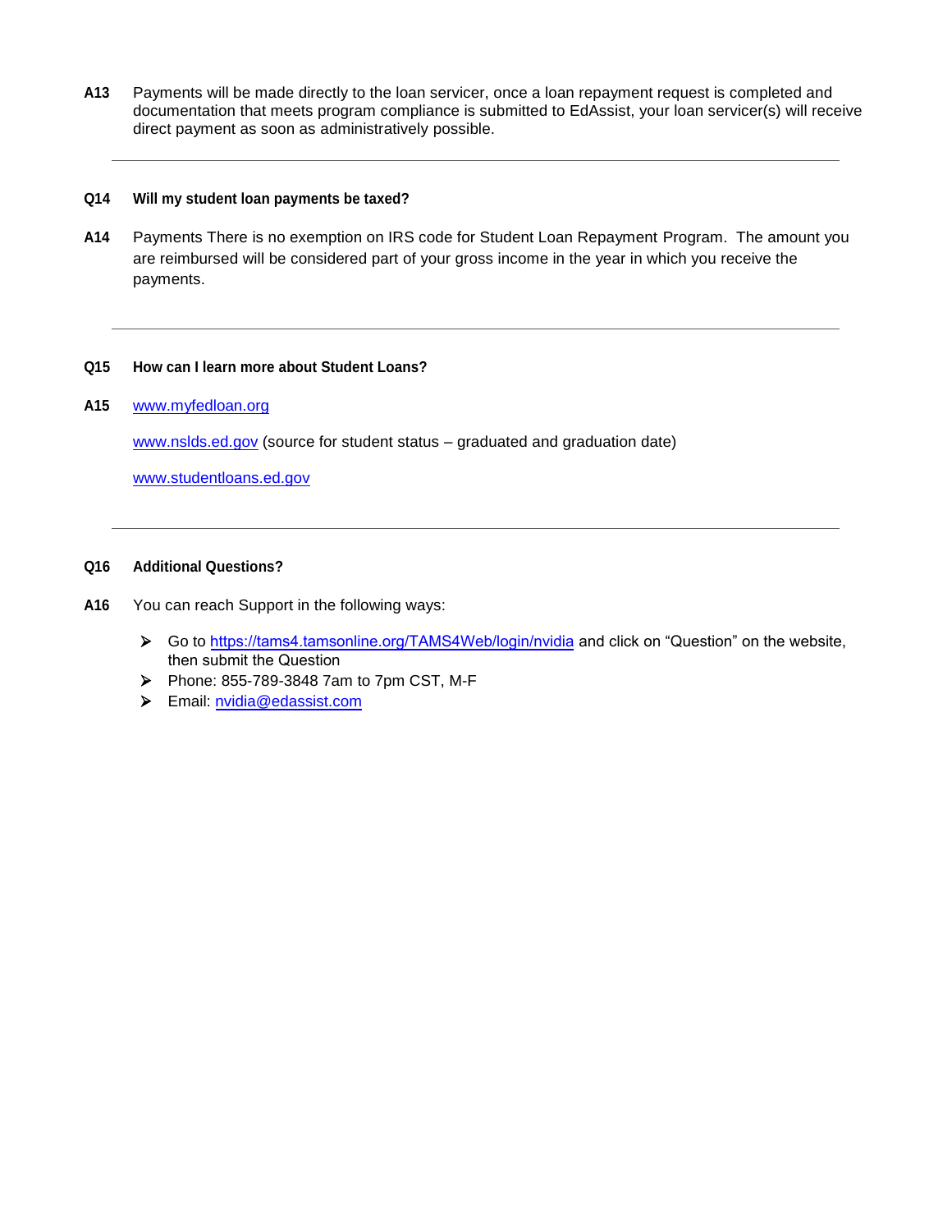**A13** Payments will be made directly to the loan servicer, once a loan repayment request is completed and documentation that meets program compliance is submitted to EdAssist, your loan servicer(s) will receive direct payment as soon as administratively possible.

---

**Q14 Will my student loan payments be taxed?**

**A14** Payments There is no exemption on IRS code for Student Loan Repayment Program. The amount you are reimbursed will be considered part of your gross income in the year in which you receive the payments.

---

**Q15 How can I learn more about Student Loans?**

**A15** www.myfedloan.org

www.nslds.ed.gov (source for student status – graduated and graduation date)

www.studentloans.ed.gov

---

**Q16 Additional Questions?**

**A16** You can reach Support in the following ways:

- Go to https://tams4.tamsonline.org/TAMS4Web/login/nvidia and click on "Question" on the website, then submit the Question
- Phone: 855-789-3848 7am to 7pm CST, M-F
- Email: nvidia@edassist.com